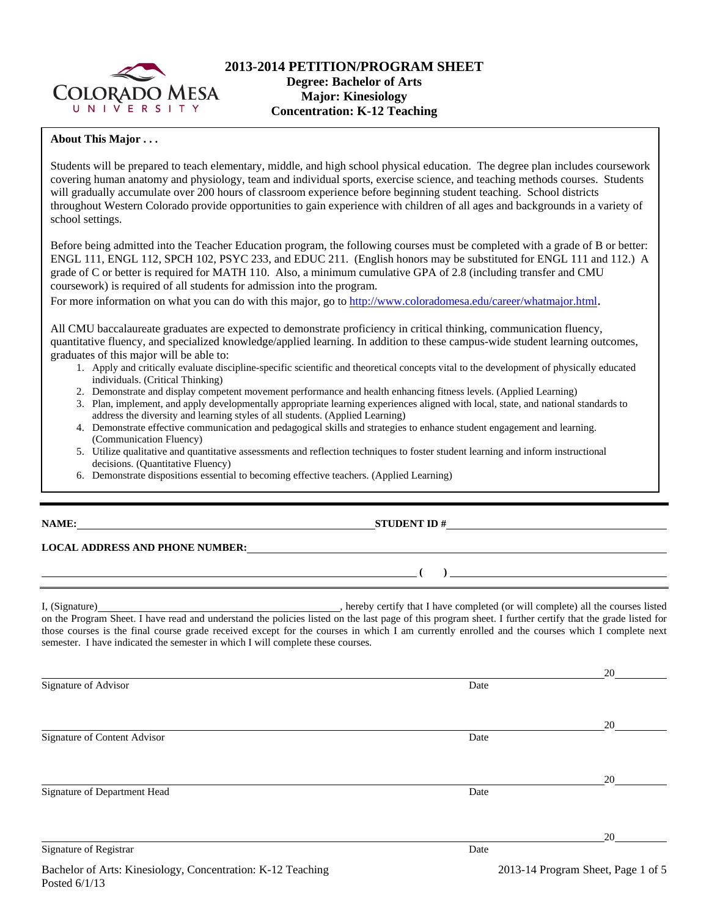# 2013-2014 PETITION/PROGRAM SHEET

**Degree: Bachelor of Arts**
**Major: Kinesiology**
**Concentration: K-12 Teaching**

## About This Major . . .

Students will be prepared to teach elementary, middle, and high school physical education. The degree plan includes coursework covering human anatomy and physiology, team and individual sports, exercise science, and teaching methods courses. Students will gradually accumulate over 200 hours of classroom experience before beginning student teaching. School districts throughout Western Colorado provide opportunities to gain experience with children of all ages and backgrounds in a variety of school settings.

Before being admitted into the Teacher Education program, the following courses must be completed with a grade of B or better: ENGL 111, ENGL 112, SPCH 102, PSYC 233, and EDUC 211. (English honors may be substituted for ENGL 111 and 112.) A grade of C or better is required for MATH 110. Also, a minimum cumulative GPA of 2.8 (including transfer and CMU coursework) is required of all students for admission into the program.

For more information on what you can do with this major, go to http://www.coloradomesa.edu/career/whatmajor.html.

All CMU baccalaureate graduates are expected to demonstrate proficiency in critical thinking, communication fluency, quantitative fluency, and specialized knowledge/applied learning. In addition to these campus-wide student learning outcomes, graduates of this major will be able to:

1. Apply and critically evaluate discipline-specific scientific and theoretical concepts vital to the development of physically educated individuals. (Critical Thinking)
2. Demonstrate and display competent movement performance and health enhancing fitness levels. (Applied Learning)
3. Plan, implement, and apply developmentally appropriate learning experiences aligned with local, state, and national standards to address the diversity and learning styles of all students. (Applied Learning)
4. Demonstrate effective communication and pedagogical skills and strategies to enhance student engagement and learning. (Communication Fluency)
5. Utilize qualitative and quantitative assessments and reflection techniques to foster student learning and inform instructional decisions. (Quantitative Fluency)
6. Demonstrate dispositions essential to becoming effective teachers. (Applied Learning)

---

**NAME:** ______________________________ **STUDENT ID #** ______________________________

**LOCAL ADDRESS AND PHONE NUMBER:** ______________________________

______________________________ **(   )** ______________________________

I, (Signature) ______________________________, hereby certify that I have completed (or will complete) all the courses listed on the Program Sheet. I have read and understand the policies listed on the last page of this program sheet. I further certify that the grade listed for those courses is the final course grade received except for the courses in which I am currently enrolled and the courses which I complete next semester. I have indicated the semester in which I will complete these courses.

______________________________ 20______
Signature of Advisor — Date

______________________________ 20______
Signature of Content Advisor — Date

______________________________ 20______
Signature of Department Head — Date

______________________________ 20______
Signature of Registrar — Date

Bachelor of Arts: Kinesiology, Concentration: K-12 Teaching
Posted 6/1/13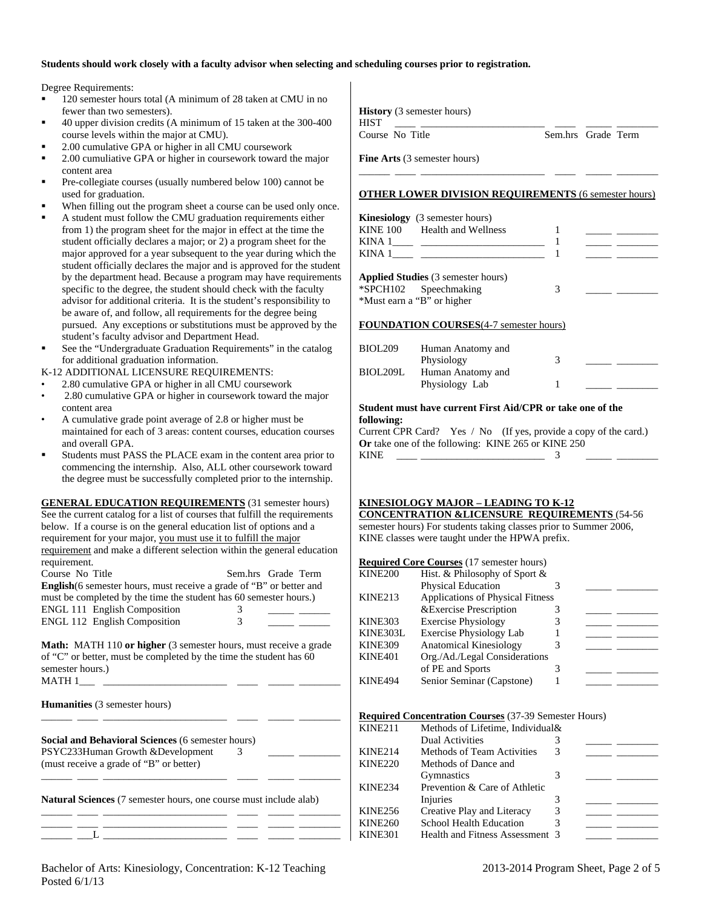**Students should work closely with a faculty advisor when selecting and scheduling courses prior to registration.**

Degree Requirements:

- 120 semester hours total (A minimum of 28 taken at CMU in no fewer than two semesters).
- 40 upper division credits (A minimum of 15 taken at the 300-400 course levels within the major at CMU).
- 2.00 cumulative GPA or higher in all CMU coursework
- 2.00 cumuliative GPA or higher in coursework toward the major content area
- Pre-collegiate courses (usually numbered below 100) cannot be used for graduation.
- When filling out the program sheet a course can be used only once.
- A student must follow the CMU graduation requirements either from 1) the program sheet for the major in effect at the time the student officially declares a major; or 2) a program sheet for the major approved for a year subsequent to the year during which the student officially declares the major and is approved for the student by the department head. Because a program may have requirements specific to the degree, the student should check with the faculty advisor for additional criteria. It is the student's responsibility to be aware of, and follow, all requirements for the degree being pursued. Any exceptions or substitutions must be approved by the student's faculty advisor and Department Head.
- See the "Undergraduate Graduation Requirements" in the catalog for additional graduation information.

K-12 ADDITIONAL LICENSURE REQUIREMENTS:

- 2.80 cumulative GPA or higher in all CMU coursework
- 2.80 cumulative GPA or higher in coursework toward the major content area
- A cumulative grade point average of 2.8 or higher must be maintained for each of 3 areas: content courses, education courses and overall GPA.
- Students must PASS the PLACE exam in the content area prior to commencing the internship. Also, ALL other coursework toward the degree must be successfully completed prior to the internship.

**GENERAL EDUCATION REQUIREMENTS** (31 semester hours) See the current catalog for a list of courses that fulfill the requirements below. If a course is on the general education list of options and a requirement for your major, you must use it to fulfill the major requirement and make a different selection within the general education requirement.

| Course No | Title | Sem.hrs | Grade | Term |
|---|---|---|---|---|
| **English**(6 semester hours, must receive a grade of "B" or better and must be completed by the time the student has 60 semester hours.) | | | | |
| ENGL 111 | English Composition | 3 | | |
| ENGL 112 | English Composition | 3 | | |
| **Math:** MATH 110 **or higher** (3 semester hours, must receive a grade of "C" or better, must be completed by the time the student has 60 semester hours.) | | | | |
| MATH 1___ | | | | |
| **Humanities** (3 semester hours) | | | | |
| | | | | |
| **Social and Behavioral Sciences** (6 semester hours) | | | | |
| PSYC233 | Human Growth &Development (must receive a grade of "B" or better) | 3 | | |
| | | | | |
| **Natural Sciences** (7 semester hours, one course must include alab) | | | | |
| | | | | |
| | | | | |
| ___L | | | | |
| **History** (3 semester hours) | | | | |
| HIST ____ | | | | |
| **Fine Arts** (3 semester hours) | | | | |
| | | | | |

**OTHER LOWER DIVISION REQUIREMENTS** (6 semester hours)

| Course No | Title | Sem.hrs | Grade | Term |
|---|---|---|---|---|
| **Kinesiology** (3 semester hours) | | | | |
| KINE 100 | Health and Wellness | 1 | | |
| KINA 1____ | | 1 | | |
| KINA 1____ | | 1 | | |
| **Applied Studies** (3 semester hours) | | | | |
| *SPCH102 | Speechmaking | 3 | | |

*Must earn a "B" or higher

**FOUNDATION COURSES**(4-7 semester hours)

| Course No | Title | Sem.hrs | Grade | Term |
|---|---|---|---|---|
| BIOL209 | Human Anatomy and Physiology | 3 | | |
| BIOL209L | Human Anatomy and Physiology Lab | 1 | | |

**Student must have current First Aid/CPR or take one of the following:**

Current CPR Card? Yes / No (If yes, provide a copy of the card.)
**Or** take one of the following: KINE 265 or KINE 250

| Course No | Title | Sem.hrs | Grade | Term |
|---|---|---|---|---|
| KINE ____ | | 3 | | |

**KINESIOLOGY MAJOR – LEADING TO K-12 CONCENTRATION &LICENSURE REQUIREMENTS** (54-56 semester hours) For students taking classes prior to Summer 2006, KINE classes were taught under the HPWA prefix.

**Required Core Courses** (17 semester hours)

| Course No | Title | Sem.hrs | Grade | Term |
|---|---|---|---|---|
| KINE200 | Hist. & Philosophy of Sport & Physical Education | 3 | | |
| KINE213 | Applications of Physical Fitness &Exercise Prescription | 3 | | |
| KINE303 | Exercise Physiology | 3 | | |
| KINE303L | Exercise Physiology Lab | 1 | | |
| KINE309 | Anatomical Kinesiology | 3 | | |
| KINE401 | Org./Ad./Legal Considerations of PE and Sports | 3 | | |
| KINE494 | Senior Seminar (Capstone) | 1 | | |

**Required Concentration Courses** (37-39 Semester Hours)

| Course No | Title | Sem.hrs | Grade | Term |
|---|---|---|---|---|
| KINE211 | Methods of Lifetime, Individual& Dual Activities | 3 | | |
| KINE214 | Methods of Team Activities | 3 | | |
| KINE220 | Methods of Dance and Gymnastics | 3 | | |
| KINE234 | Prevention & Care of Athletic Injuries | 3 | | |
| KINE256 | Creative Play and Literacy | 3 | | |
| KINE260 | School Health Education | 3 | | |
| KINE301 | Health and Fitness Assessment | 3 | | |

Bachelor of Arts: Kinesiology, Concentration: K-12 Teaching
Posted 6/1/13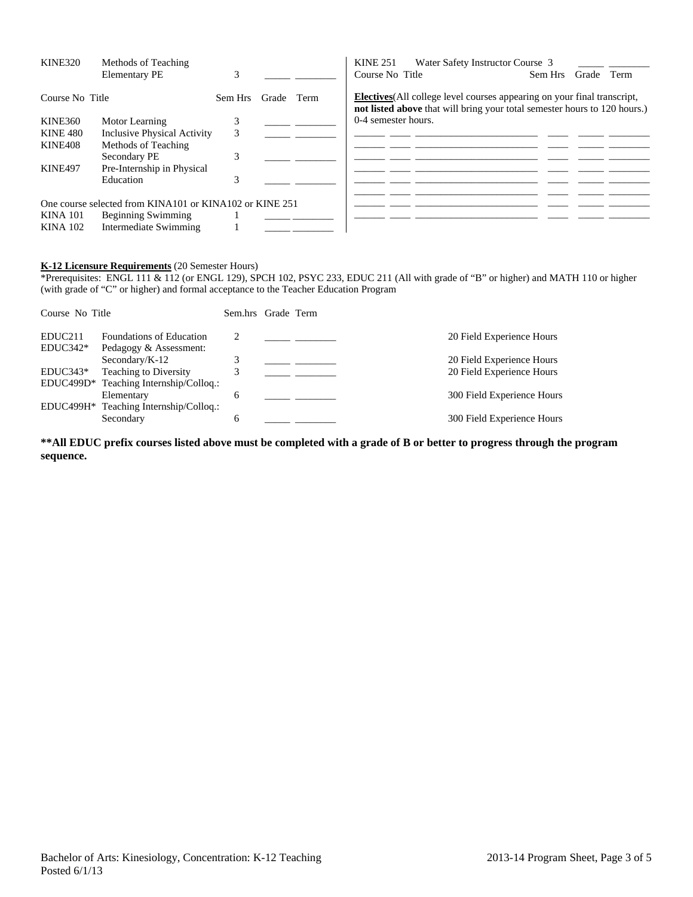| Course No | Title | Sem Hrs | Grade | Term |
|---|---|---|---|---|
| KINE320 | Methods of Teaching Elementary PE | 3 | _____ | ________ |

| Course No | Title | Sem Hrs | Grade | Term |
|---|---|---|---|---|
| KINE360 | Motor Learning | 3 | _____ | ________ |
| KINE 480 | Inclusive Physical Activity | 3 | _____ | ________ |
| KINE408 | Methods of Teaching Secondary PE | 3 | _____ | ________ |
| KINE497 | Pre-Internship in Physical Education | 3 | _____ | ________ |

One course selected from KINA101 or KINA102 or KINE 251

| Course No | Title | Sem Hrs | Grade | Term |
|---|---|---|---|---|
| KINA 101 | Beginning Swimming | 1 | _____ | ________ |
| KINA 102 | Intermediate Swimming | 1 | _____ | ________ |
| KINE 251 | Water Safety Instructor Course | 3 | _____ | ________ |

**Electives**(All college level courses appearing on your final transcript, **not listed above** that will bring your total semester hours to 120 hours.) 0-4 semester hours.

| Course No | Title | Sem Hrs | Grade | Term |
|---|---|---|---|---|
| ______ ____ | ________________________ | ____ | _____ | ________ |
| ______ ____ | ________________________ | ____ | _____ | ________ |
| ______ ____ | ________________________ | ____ | _____ | ________ |
| ______ ____ | ________________________ | ____ | _____ | ________ |
| ______ ____ | ________________________ | ____ | _____ | ________ |
| ______ ____ | ________________________ | ____ | _____ | ________ |
| ______ ____ | ________________________ | ____ | _____ | ________ |

**K-12 Licensure Requirements** (20 Semester Hours)

*Prerequisites: ENGL 111 & 112 (or ENGL 129), SPCH 102, PSYC 233, EDUC 211 (All with grade of "B" or higher) and MATH 110 or higher (with grade of "C" or higher) and formal acceptance to the Teacher Education Program

| Course No | Title | Sem.hrs | Grade | Term | |
|---|---|---|---|---|---|
| EDUC211 | Foundations of Education | 2 | _____ | ________ | 20 Field Experience Hours |
| EDUC342* | Pedagogy & Assessment: Secondary/K-12 | 3 | _____ | ________ | 20 Field Experience Hours |
| EDUC343* | Teaching to Diversity | 3 | _____ | ________ | 20 Field Experience Hours |
| EDUC499D* | Teaching Internship/Colloq.: Elementary | 6 | _____ | ________ | 300 Field Experience Hours |
| EDUC499H* | Teaching Internship/Colloq.: Secondary | 6 | _____ | ________ | 300 Field Experience Hours |

****All EDUC prefix courses listed above must be completed with a grade of B or better to progress through the program sequence.**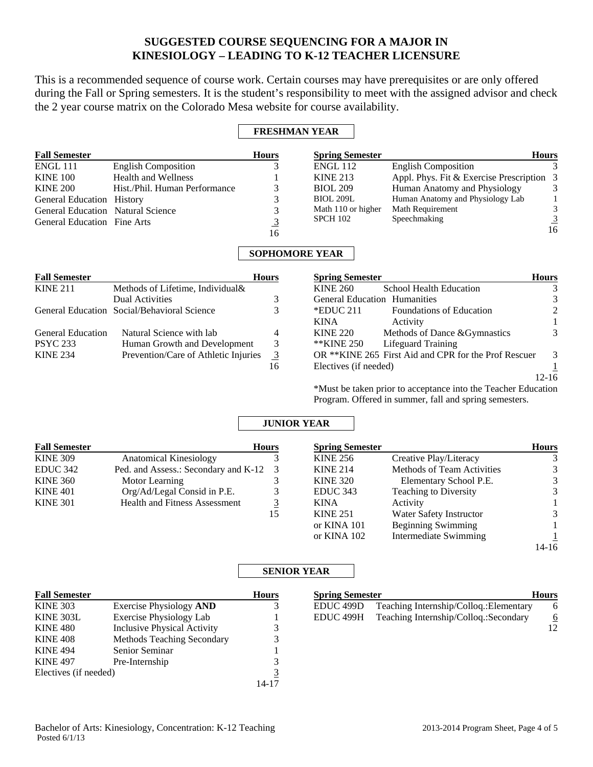# SUGGESTED COURSE SEQUENCING FOR A MAJOR IN KINESIOLOGY – LEADING TO K-12 TEACHER LICENSURE

This is a recommended sequence of course work. Certain courses may have prerequisites or are only offered during the Fall or Spring semesters. It is the student's responsibility to meet with the assigned advisor and check the 2 year course matrix on the Colorado Mesa website for course availability.

## FRESHMAN YEAR

| Fall Semester | | Hours |
|---|---|---|
| ENGL 111 | English Composition | 3 |
| KINE 100 | Health and Wellness | 1 |
| KINE 200 | Hist./Phil. Human Performance | 3 |
| General Education | History | 3 |
| General Education | Natural Science | 3 |
| General Education | Fine Arts | 3 |
| | | 16 |

| Spring Semester | | Hours |
|---|---|---|
| ENGL 112 | English Composition | 3 |
| KINE 213 | Appl. Phys. Fit & Exercise Prescription | 3 |
| BIOL 209 | Human Anatomy and Physiology | 3 |
| BIOL 209L | Human Anatomy and Physiology Lab | 1 |
| Math 110 or higher | Math Requirement | 3 |
| SPCH 102 | Speechmaking | 3 |
| | | 16 |

## SOPHOMORE YEAR

| Fall Semester | | Hours |
|---|---|---|
| KINE 211 | Methods of Lifetime, Individual& Dual Activities | 3 |
| General Education | Social/Behavioral Science | 3 |
| General Education | Natural Science with lab | 4 |
| PSYC 233 | Human Growth and Development | 3 |
| KINE 234 | Prevention/Care of Athletic Injuries | 3 |
| | | 16 |

| Spring Semester | | Hours |
|---|---|---|
| KINE 260 | School Health Education | 3 |
| General Education | Humanities | 3 |
| *EDUC 211 | Foundations of Education | 2 |
| KINA | Activity | 1 |
| KINE 220 | Methods of Dance &Gymnastics | 3 |
| **KINE 250 | Lifeguard Training | |
| OR **KINE 265 | First Aid and CPR for the Prof Rescuer | 3 |
| Electives (if needed) | | 1 |
| | | 12-16 |

*Must be taken prior to acceptance into the Teacher Education Program. Offered in summer, fall and spring semesters.

## JUNIOR YEAR

| Fall Semester | | Hours |
|---|---|---|
| KINE 309 | Anatomical Kinesiology | 3 |
| EDUC 342 | Ped. and Assess.: Secondary and K-12 | 3 |
| KINE 360 | Motor Learning | 3 |
| KINE 401 | Org/Ad/Legal Consid in P.E. | 3 |
| KINE 301 | Health and Fitness Assessment | 3 |
| | | 15 |

| Spring Semester | | Hours |
|---|---|---|
| KINE 256 | Creative Play/Literacy | 3 |
| KINE 214 | Methods of Team Activities | 3 |
| KINE 320 | Elementary School P.E. | 3 |
| EDUC 343 | Teaching to Diversity | 3 |
| KINA | Activity | 1 |
| KINE 251 | Water Safety Instructor | 3 |
| or KINA 101 | Beginning Swimming | 1 |
| or KINA 102 | Intermediate Swimming | 1 |
| | | 14-16 |

## SENIOR YEAR

| Fall Semester | | Hours |
|---|---|---|
| KINE 303 | Exercise Physiology **AND** | 3 |
| KINE 303L | Exercise Physiology Lab | 1 |
| KINE 480 | Inclusive Physical Activity | 3 |
| KINE 408 | Methods Teaching Secondary | 3 |
| KINE 494 | Senior Seminar | 1 |
| KINE 497 | Pre-Internship | 3 |
| Electives (if needed) | | 3 |
| | | 14-17 |

| Spring Semester | | Hours |
|---|---|---|
| EDUC 499D | Teaching Internship/Colloq.:Elementary | 6 |
| EDUC 499H | Teaching Internship/Colloq.:Secondary | 6 |
| | | 12 |

Bachelor of Arts: Kinesiology, Concentration: K-12 Teaching
Posted 6/1/13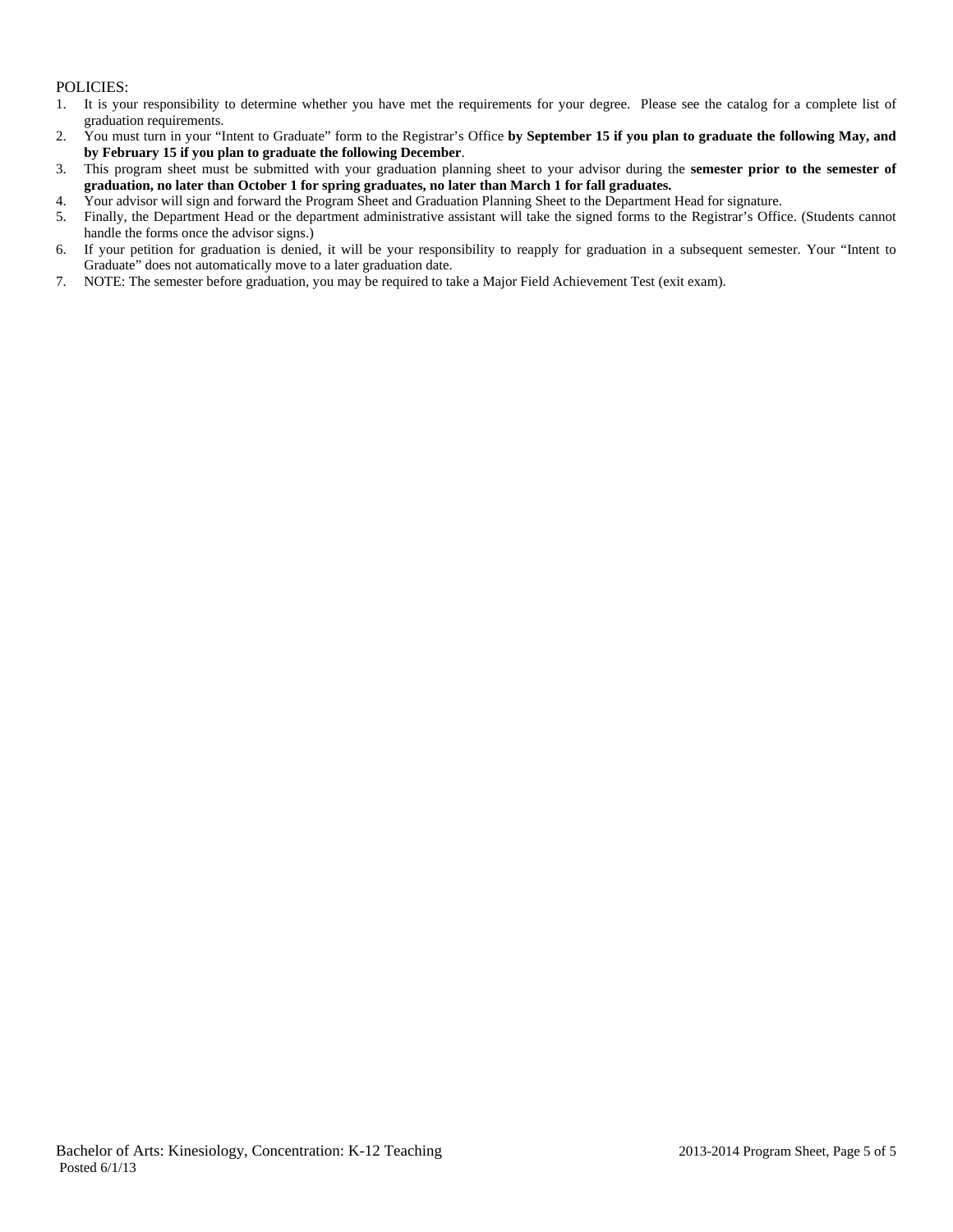POLICIES:

1. It is your responsibility to determine whether you have met the requirements for your degree. Please see the catalog for a complete list of graduation requirements.
2. You must turn in your "Intent to Graduate" form to the Registrar's Office **by September 15 if you plan to graduate the following May, and by February 15 if you plan to graduate the following December**.
3. This program sheet must be submitted with your graduation planning sheet to your advisor during the **semester prior to the semester of graduation, no later than October 1 for spring graduates, no later than March 1 for fall graduates.**
4. Your advisor will sign and forward the Program Sheet and Graduation Planning Sheet to the Department Head for signature.
5. Finally, the Department Head or the department administrative assistant will take the signed forms to the Registrar's Office. (Students cannot handle the forms once the advisor signs.)
6. If your petition for graduation is denied, it will be your responsibility to reapply for graduation in a subsequent semester. Your "Intent to Graduate" does not automatically move to a later graduation date.
7. NOTE: The semester before graduation, you may be required to take a Major Field Achievement Test (exit exam).